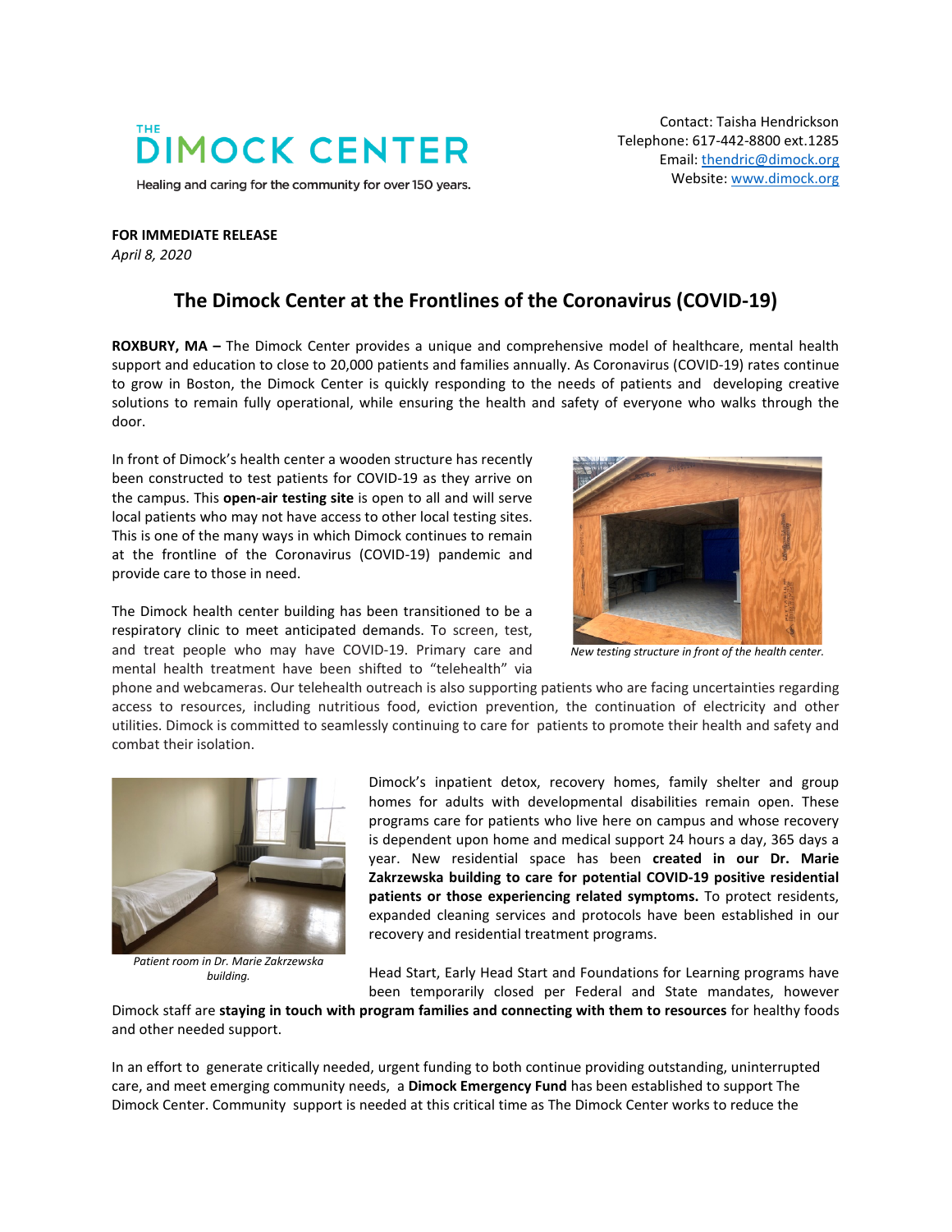**THE DIMOCK CENTER**

Healing and caring for the community for over 150 years.

Contact: Taisha Hendrickson
Telephone: 617-442-8800 ext.1285
Email: thendric@dimock.org
Website: www.dimock.org

**FOR IMMEDIATE RELEASE**
*April 8, 2020*

# The Dimock Center at the Frontlines of the Coronavirus (COVID-19)

**ROXBURY, MA –** The Dimock Center provides a unique and comprehensive model of healthcare, mental health support and education to close to 20,000 patients and families annually. As Coronavirus (COVID-19) rates continue to grow in Boston, the Dimock Center is quickly responding to the needs of patients and developing creative solutions to remain fully operational, while ensuring the health and safety of everyone who walks through the door.

In front of Dimock's health center a wooden structure has recently been constructed to test patients for COVID-19 as they arrive on the campus. This **open-air testing site** is open to all and will serve local patients who may not have access to other local testing sites. This is one of the many ways in which Dimock continues to remain at the frontline of the Coronavirus (COVID-19) pandemic and provide care to those in need.

*New testing structure in front of the health center.*

The Dimock health center building has been transitioned to be a respiratory clinic to meet anticipated demands. To screen, test, and treat people who may have COVID-19. Primary care and mental health treatment have been shifted to "telehealth" via phone and webcameras. Our telehealth outreach is also supporting patients who are facing uncertainties regarding access to resources, including nutritious food, eviction prevention, the continuation of electricity and other utilities. Dimock is committed to seamlessly continuing to care for patients to promote their health and safety and combat their isolation.

*Patient room in Dr. Marie Zakrzewska building.*

Dimock's inpatient detox, recovery homes, family shelter and group homes for adults with developmental disabilities remain open. These programs care for patients who live here on campus and whose recovery is dependent upon home and medical support 24 hours a day, 365 days a year. New residential space has been **created in our Dr. Marie Zakrzewska building to care for potential COVID-19 positive residential patients or those experiencing related symptoms.** To protect residents, expanded cleaning services and protocols have been established in our recovery and residential treatment programs.

Head Start, Early Head Start and Foundations for Learning programs have been temporarily closed per Federal and State mandates, however Dimock staff are **staying in touch with program families and connecting with them to resources** for healthy foods and other needed support.

In an effort to generate critically needed, urgent funding to both continue providing outstanding, uninterrupted care, and meet emerging community needs, a **Dimock Emergency Fund** has been established to support The Dimock Center. Community support is needed at this critical time as The Dimock Center works to reduce the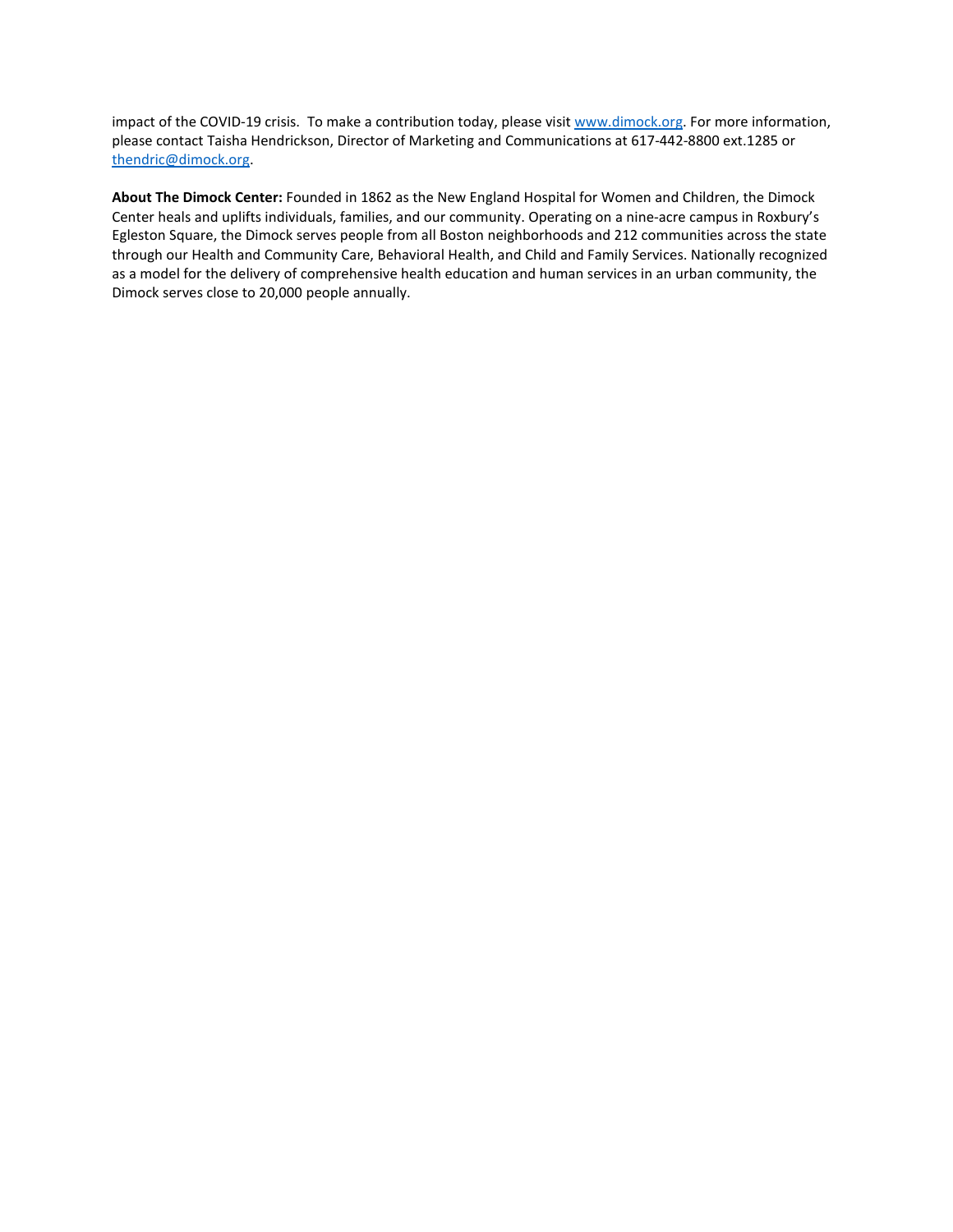impact of the COVID-19 crisis. To make a contribution today, please visit [www.dimock.org](http://www.dimock.org). For more information, please contact Taisha Hendrickson, Director of Marketing and Communications at 617-442-8800 ext.1285 or [thendric@dimock.org](mailto:thendric@dimock.org).

**About The Dimock Center:** Founded in 1862 as the New England Hospital for Women and Children, the Dimock Center heals and uplifts individuals, families, and our community. Operating on a nine-acre campus in Roxbury's Egleston Square, the Dimock serves people from all Boston neighborhoods and 212 communities across the state through our Health and Community Care, Behavioral Health, and Child and Family Services. Nationally recognized as a model for the delivery of comprehensive health education and human services in an urban community, the Dimock serves close to 20,000 people annually.